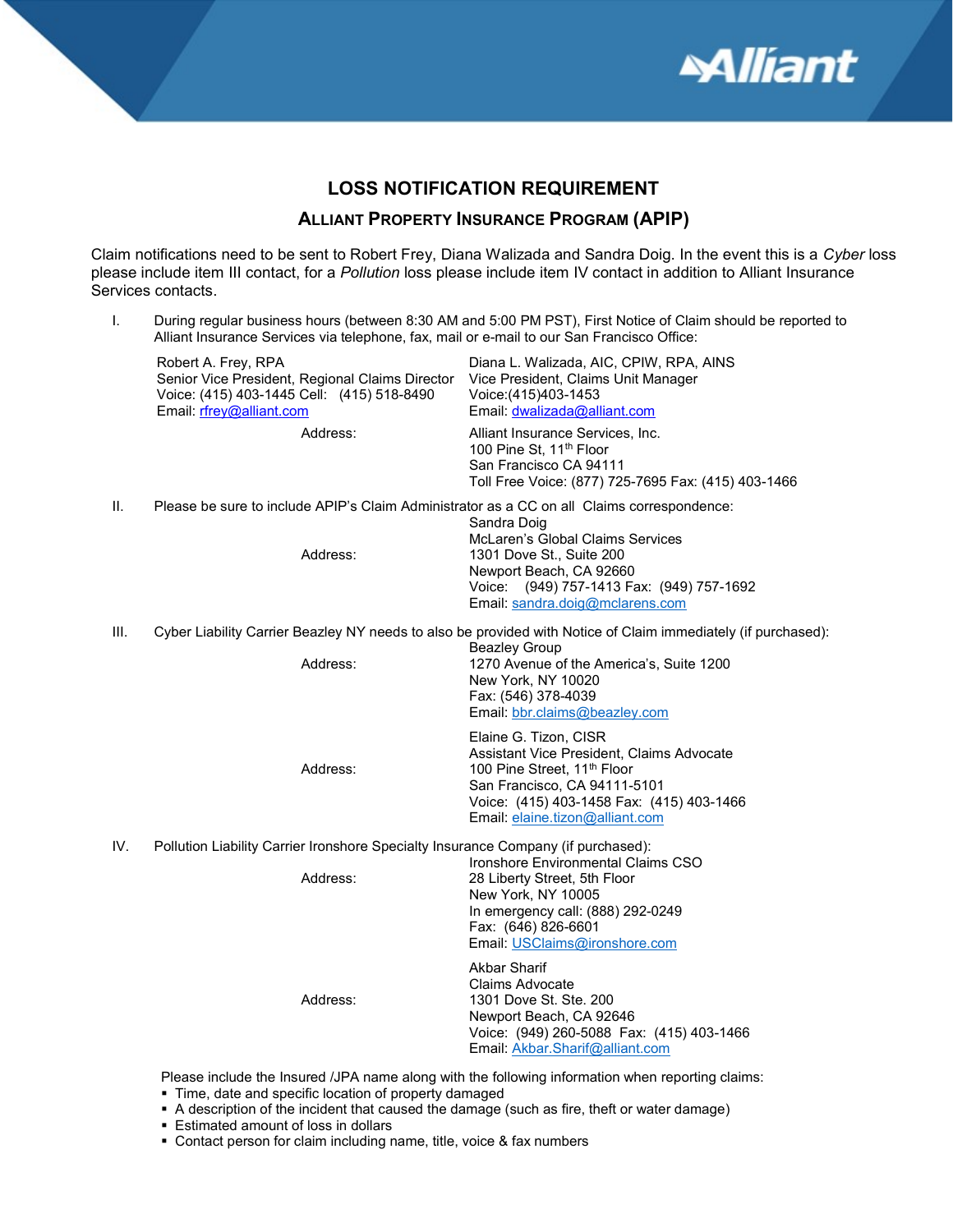# LOSS NOTIFICATION REQUIREMENT

## ALLIANT PROPERTY INSURANCE PROGRAM (APIP)

Claim notifications need to be sent to Robert Frey, Diana Walizada and Sandra Doig. In the event this is a *Cyber* loss please include item III contact, for a *Pollution* loss please include item IV contact in addition to Alliant Insurance Services contacts.

I. During regular business hours (between 8:30 AM and 5:00 PM PST), First Notice of Claim should be reported to Alliant Insurance Services via telephone, fax, mail or e-mail to our San Francisco Office:

Robert A. Frey, RPA
Senior Vice President, Regional Claims Director
Voice: (415) 403-1445 Cell: (415) 518-8490
Email: rfrey@alliant.com

Diana L. Walizada, AIC, CPIW, RPA, AINS
Vice President, Claims Unit Manager
Voice:(415)403-1453
Email: dwalizada@alliant.com

Address:
Alliant Insurance Services, Inc.
100 Pine St, 11th Floor
San Francisco CA 94111
Toll Free Voice: (877) 725-7695 Fax: (415) 403-1466

II. Please be sure to include APIP's Claim Administrator as a CC on all Claims correspondence:

Address:
Sandra Doig
McLaren's Global Claims Services
1301 Dove St., Suite 200
Newport Beach, CA 92660
Voice: (949) 757-1413 Fax: (949) 757-1692
Email: sandra.doig@mclarens.com

III. Cyber Liability Carrier Beazley NY needs to also be provided with Notice of Claim immediately (if purchased):

Address:
Beazley Group
1270 Avenue of the America's, Suite 1200
New York, NY 10020
Fax: (546) 378-4039
Email: bbr.claims@beazley.com

Address:
Elaine G. Tizon, CISR
Assistant Vice President, Claims Advocate
100 Pine Street, 11th Floor
San Francisco, CA 94111-5101
Voice: (415) 403-1458 Fax: (415) 403-1466
Email: elaine.tizon@alliant.com

IV. Pollution Liability Carrier Ironshore Specialty Insurance Company (if purchased):

Address:
Ironshore Environmental Claims CSO
28 Liberty Street, 5th Floor
New York, NY 10005
In emergency call: (888) 292-0249
Fax: (646) 826-6601
Email: USClaims@ironshore.com

Address:
Akbar Sharif
Claims Advocate
1301 Dove St. Ste. 200
Newport Beach, CA 92646
Voice: (949) 260-5088 Fax: (415) 403-1466
Email: Akbar.Sharif@alliant.com

Please include the Insured /JPA name along with the following information when reporting claims:

- Time, date and specific location of property damaged
- A description of the incident that caused the damage (such as fire, theft or water damage)
- Estimated amount of loss in dollars
- Contact person for claim including name, title, voice & fax numbers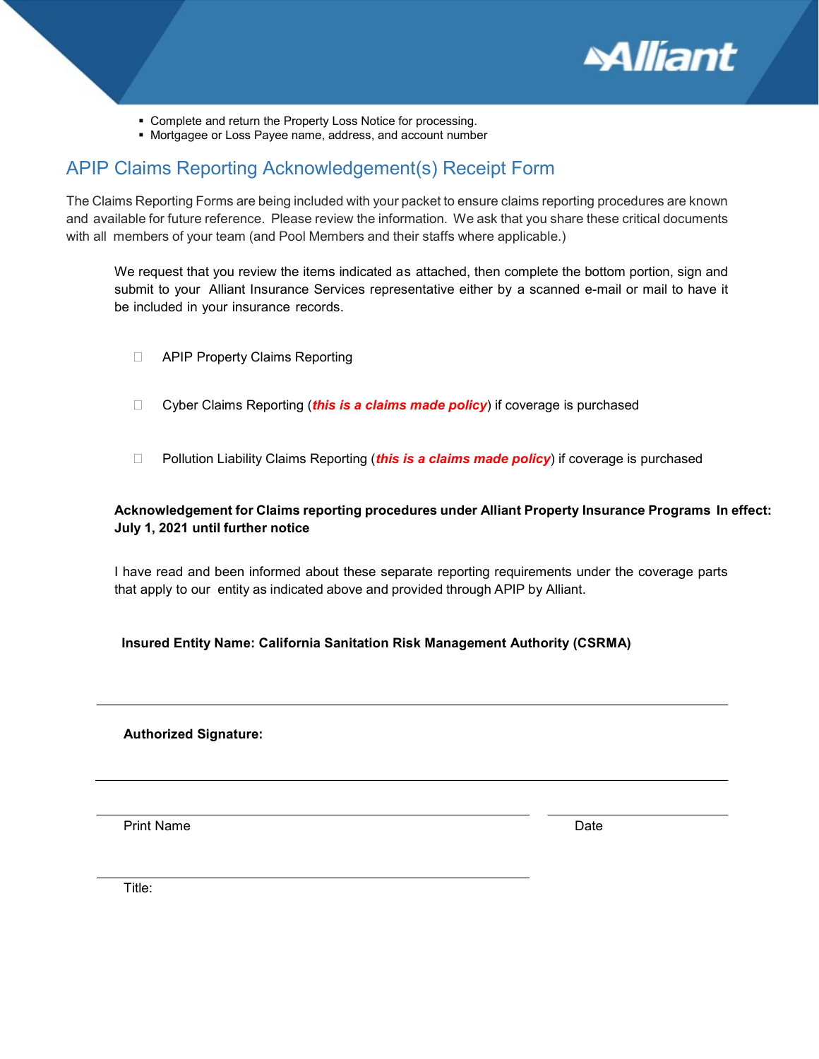- Complete and return the Property Loss Notice for processing.
- Mortgagee or Loss Payee name, address, and account number

## APIP Claims Reporting Acknowledgement(s) Receipt Form

The Claims Reporting Forms are being included with your packet to ensure claims reporting procedures are known and available for future reference. Please review the information. We ask that you share these critical documents with all members of your team (and Pool Members and their staffs where applicable.)

We request that you review the items indicated as attached, then complete the bottom portion, sign and submit to your Alliant Insurance Services representative either by a scanned e-mail or mail to have it be included in your insurance records.

- ☐ APIP Property Claims Reporting
- ☐ Cyber Claims Reporting (***this is a claims made policy***) if coverage is purchased
- ☐ Pollution Liability Claims Reporting (***this is a claims made policy***) if coverage is purchased

**Acknowledgement for Claims reporting procedures under Alliant Property Insurance Programs In effect: July 1, 2021 until further notice**

I have read and been informed about these separate reporting requirements under the coverage parts that apply to our entity as indicated above and provided through APIP by Alliant.

**Insured Entity Name: California Sanitation Risk Management Authority (CSRMA)**

______________________________________________

**Authorized Signature:**

______________________________________________

______________________________ ______________

Print Name Date

______________________________

Title: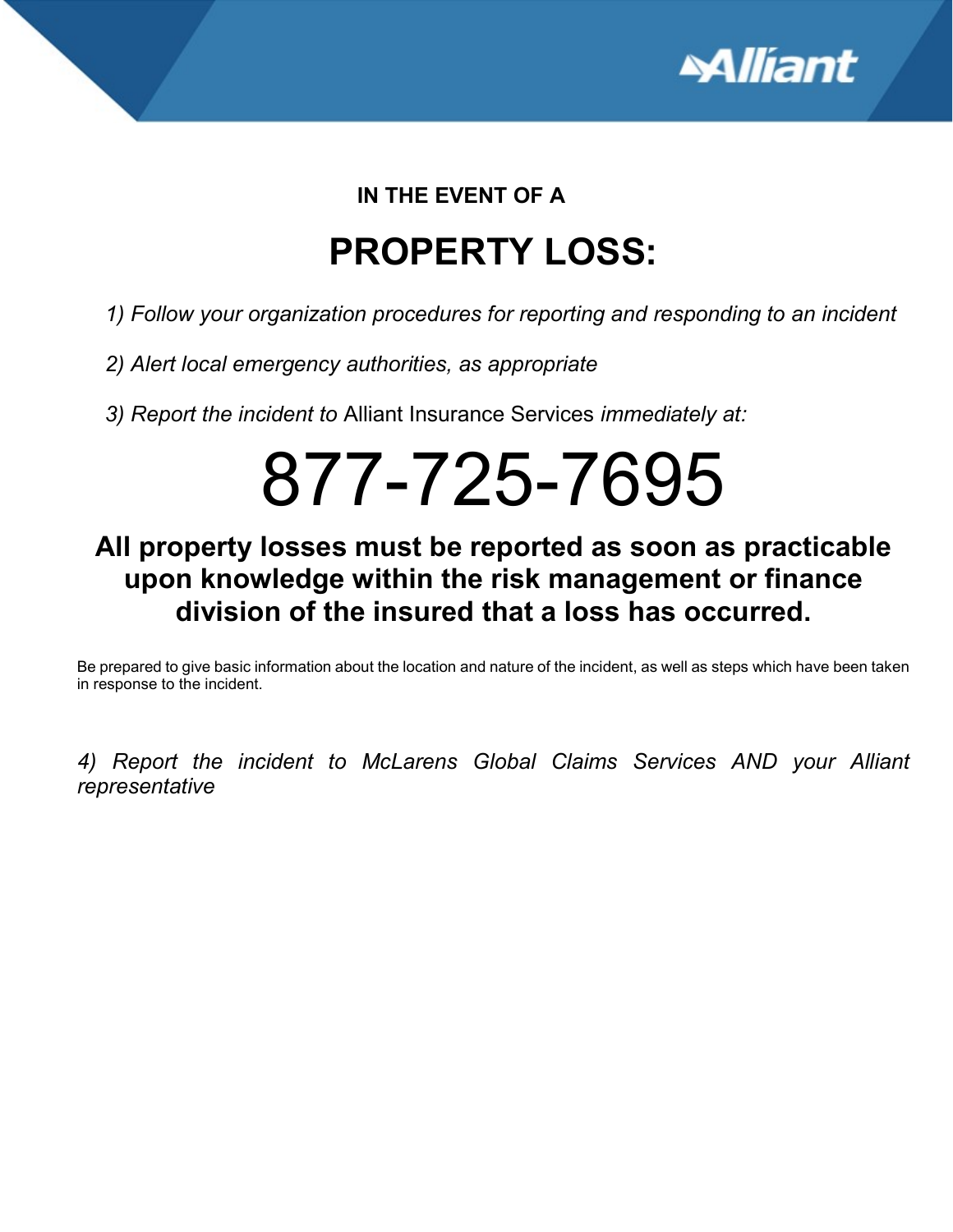**IN THE EVENT OF A**

# PROPERTY LOSS:

1) *Follow your organization procedures for reporting and responding to an incident*

2) *Alert local emergency authorities, as appropriate*

3) *Report the incident to* Alliant Insurance Services *immediately at:*

# 877-725-7695

**All property losses must be reported as soon as practicable upon knowledge within the risk management or finance division of the insured that a loss has occurred.**

Be prepared to give basic information about the location and nature of the incident, as well as steps which have been taken in response to the incident.

4) *Report the incident to McLarens Global Claims Services AND your Alliant representative*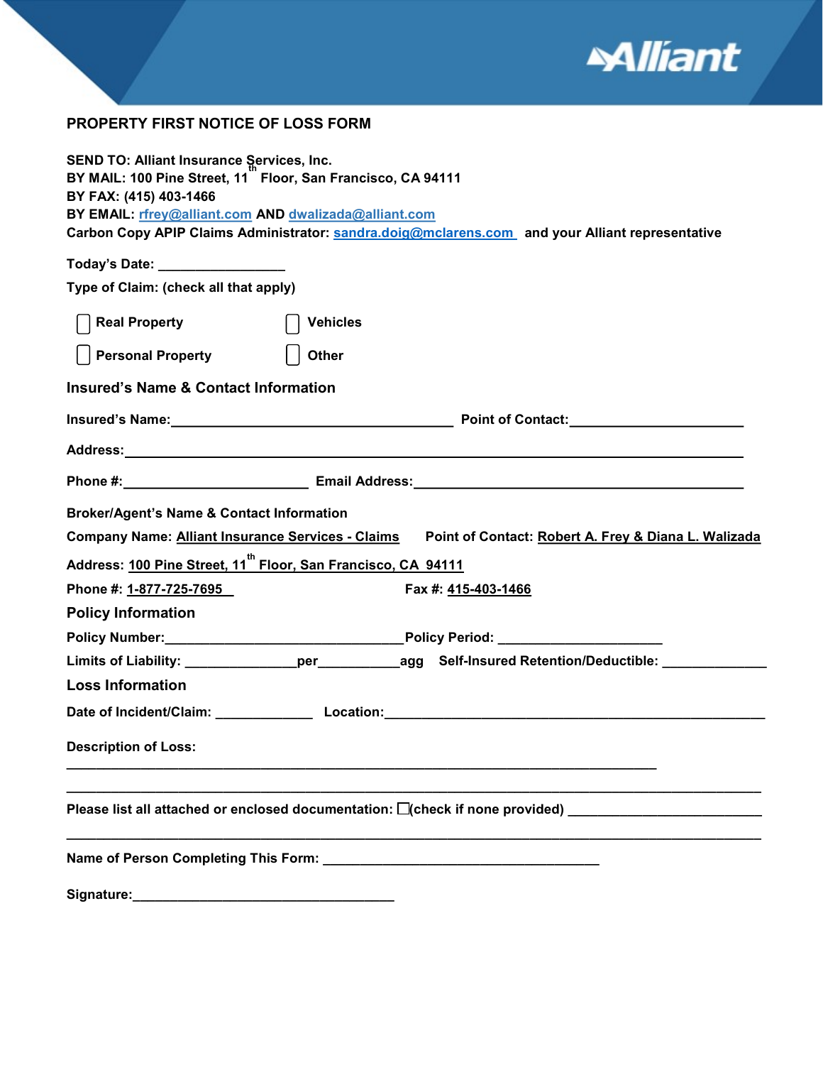## PROPERTY FIRST NOTICE OF LOSS FORM

**SEND TO: Alliant Insurance Services, Inc.**
**BY MAIL: 100 Pine Street, 11th Floor, San Francisco, CA 94111**
**BY FAX: (415) 403-1466**
**BY EMAIL: rfrey@alliant.com AND dwalizada@alliant.com**
**Carbon Copy APIP Claims Administrator: sandra.doig@mclarens.com and your Alliant representative**

**Today's Date:** ________________

**Type of Claim: (check all that apply)**

- ☐ **Real Property**
- ☐ **Vehicles**
- ☐ **Personal Property**
- ☐ **Other**

### Insured's Name & Contact Information

**Insured's Name:**_____________________________________ **Point of Contact:**______________________

**Address:**_________________________________________________________________________________

**Phone #:**________________________ **Email Address:**__________________________________________

### Broker/Agent's Name & Contact Information

**Company Name:** Alliant Insurance Services - Claims **Point of Contact:** Robert A. Frey & Diana L. Walizada

**Address:** 100 Pine Street, 11th Floor, San Francisco, CA 94111

**Phone #:** 1-877-725-7695 **Fax #:** 415-403-1466

### Policy Information

**Policy Number:**_______________________________**Policy Period:** _____________________

**Limits of Liability:** ______________**per**__________**agg** **Self-Insured Retention/Deductible:** _____________

### Loss Information

**Date of Incident/Claim:** ____________ **Location:**_______________________________________________

**Description of Loss:**

_____________________________________________________________________________

_____________________________________________________________________________

**Please list all attached or enclosed documentation:** ☐**(check if none provided)** _______________________

_____________________________________________________________________________

**Name of Person Completing This Form:** ____________________________________

**Signature:**__________________________________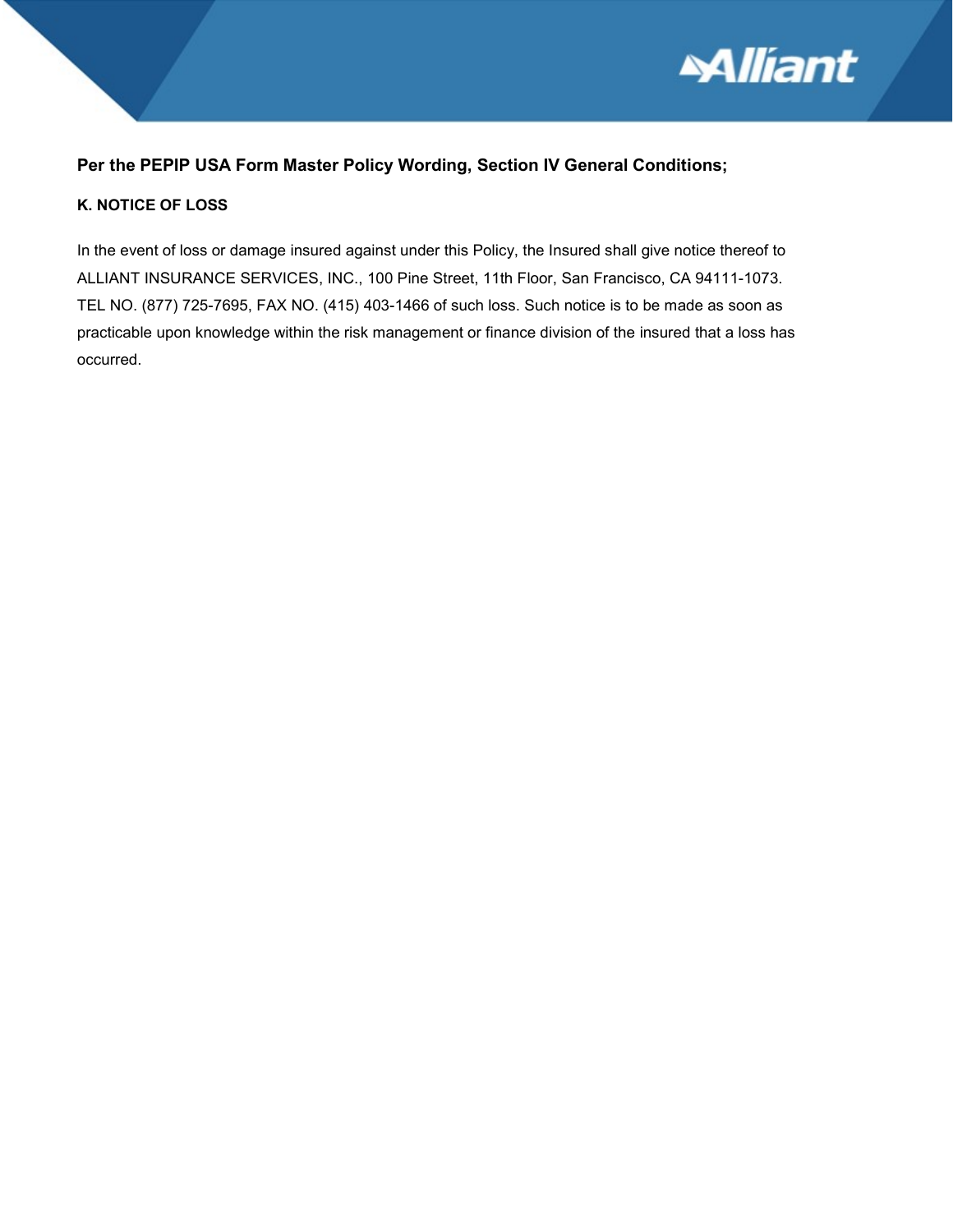**Per the PEPIP USA Form Master Policy Wording, Section IV General Conditions;**

**K. NOTICE OF LOSS**

In the event of loss or damage insured against under this Policy, the Insured shall give notice thereof to ALLIANT INSURANCE SERVICES, INC., 100 Pine Street, 11th Floor, San Francisco, CA 94111-1073. TEL NO. (877) 725-7695, FAX NO. (415) 403-1466 of such loss. Such notice is to be made as soon as practicable upon knowledge within the risk management or finance division of the insured that a loss has occurred.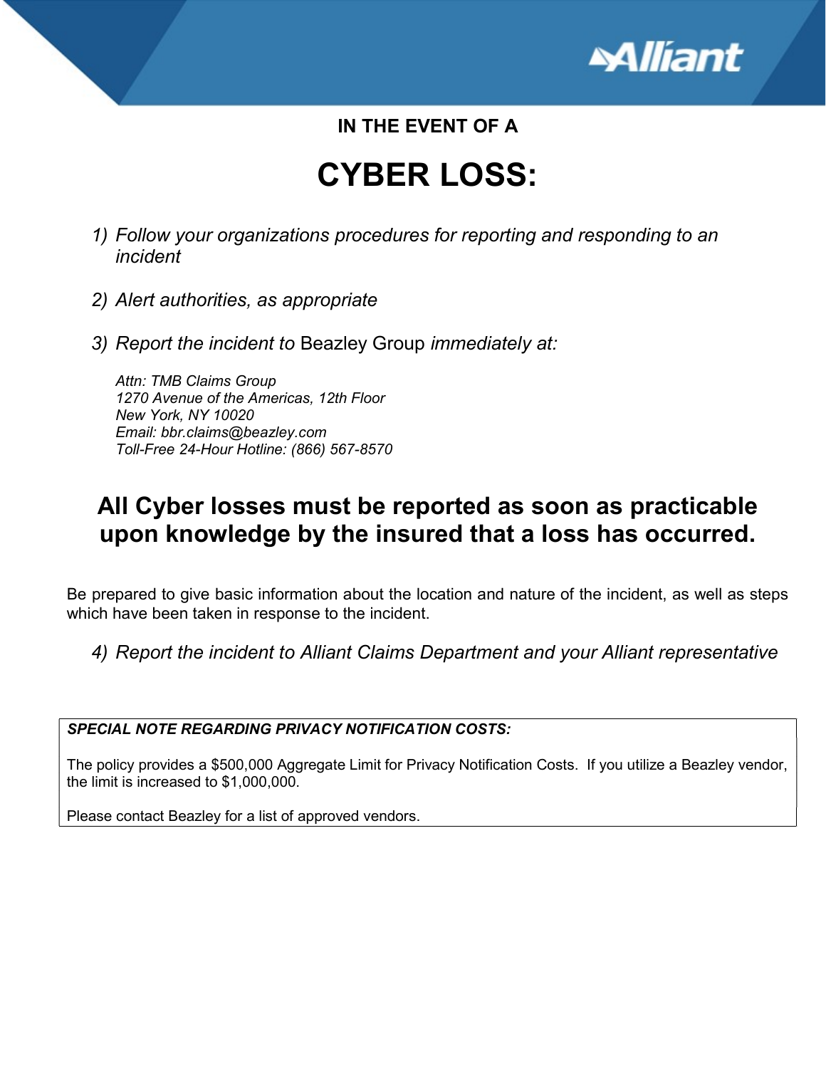IN THE EVENT OF A

# CYBER LOSS:

1) *Follow your organizations procedures for reporting and responding to an incident*

2) *Alert authorities, as appropriate*

3) *Report the incident to* Beazley Group *immediately at:*

   *Attn: TMB Claims Group*
   *1270 Avenue of the Americas, 12th Floor*
   *New York, NY 10020*
   *Email: bbr.claims@beazley.com*
   *Toll-Free 24-Hour Hotline: (866) 567-8570*

## All Cyber losses must be reported as soon as practicable upon knowledge by the insured that a loss has occurred.

Be prepared to give basic information about the location and nature of the incident, as well as steps which have been taken in response to the incident.

4) *Report the incident to Alliant Claims Department and your Alliant representative*

***SPECIAL NOTE REGARDING PRIVACY NOTIFICATION COSTS:***

The policy provides a $500,000 Aggregate Limit for Privacy Notification Costs. If you utilize a Beazley vendor, the limit is increased to $1,000,000.

Please contact Beazley for a list of approved vendors.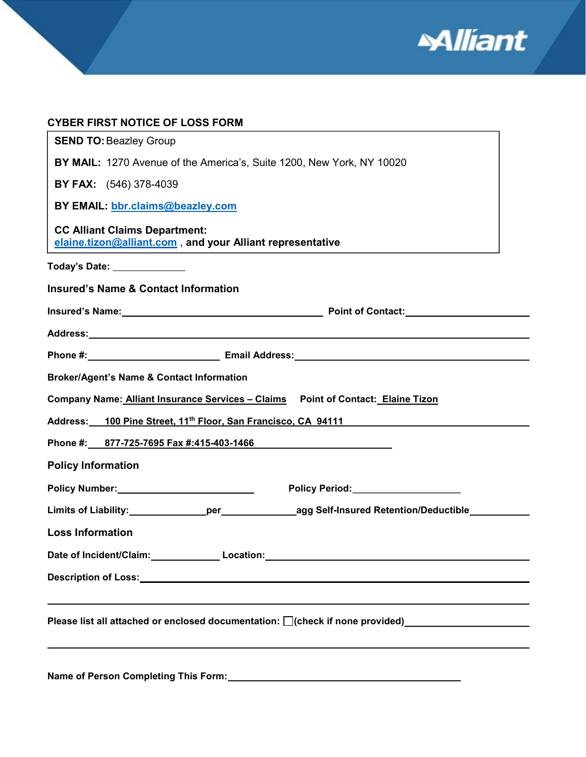## CYBER FIRST NOTICE OF LOSS FORM

**SEND TO:** Beazley Group

**BY MAIL:** 1270 Avenue of the America's, Suite 1200, New York, NY 10020

**BY FAX:** (546) 378-4039

**BY EMAIL:** bbr.claims@beazley.com

**CC Alliant Claims Department:**
elaine.tizon@alliant.com , **and your Alliant representative**

**Today's Date:** ______________

### Insured's Name & Contact Information

**Insured's Name:** ______________________________ **Point of Contact:** ______________________

**Address:** ______________________________________________________________

**Phone #:** ______________________ **Email Address:** ______________________________

**Broker/Agent's Name & Contact Information**

**Company Name:** Alliant Insurance Services – Claims **Point of Contact:** Elaine Tizon

**Address:** 100 Pine Street, 11th Floor, San Francisco, CA 94111

**Phone #:** 877-725-7695 Fax #:415-403-1466

### Policy Information

**Policy Number:** ______________________ **Policy Period:** ____________________

**Limits of Liability:** ______________ **per** ______________ **agg Self-Insured Retention/Deductible** ___________

### Loss Information

**Date of Incident/Claim:** ____________ **Location:** ______________________________________

**Description of Loss:** ______________________________________________________________

______________________________________________________________________________

**Please list all attached or enclosed documentation:** ☐ **(check if none provided)** ____________________

______________________________________________________________________________

**Name of Person Completing This Form:** ______________________________________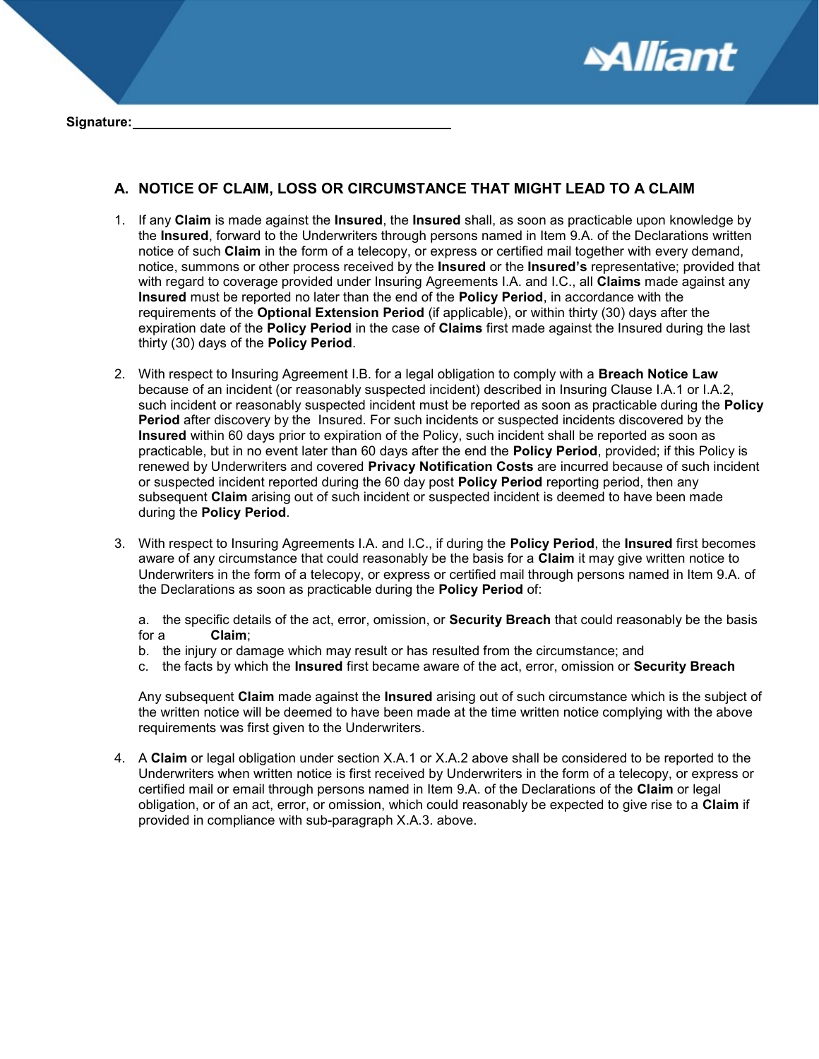**Signature:** ____________________________________________

## A. NOTICE OF CLAIM, LOSS OR CIRCUMSTANCE THAT MIGHT LEAD TO A CLAIM

1. If any **Claim** is made against the **Insured**, the **Insured** shall, as soon as practicable upon knowledge by the **Insured**, forward to the Underwriters through persons named in Item 9.A. of the Declarations written notice of such **Claim** in the form of a telecopy, or express or certified mail together with every demand, notice, summons or other process received by the **Insured** or the **Insured's** representative; provided that with regard to coverage provided under Insuring Agreements I.A. and I.C., all **Claims** made against any **Insured** must be reported no later than the end of the **Policy Period**, in accordance with the requirements of the **Optional Extension Period** (if applicable), or within thirty (30) days after the expiration date of the **Policy Period** in the case of **Claims** first made against the Insured during the last thirty (30) days of the **Policy Period**.

2. With respect to Insuring Agreement I.B. for a legal obligation to comply with a **Breach Notice Law** because of an incident (or reasonably suspected incident) described in Insuring Clause I.A.1 or I.A.2, such incident or reasonably suspected incident must be reported as soon as practicable during the **Policy Period** after discovery by the Insured. For such incidents or suspected incidents discovered by the **Insured** within 60 days prior to expiration of the Policy, such incident shall be reported as soon as practicable, but in no event later than 60 days after the end the **Policy Period**, provided; if this Policy is renewed by Underwriters and covered **Privacy Notification Costs** are incurred because of such incident or suspected incident reported during the 60 day post **Policy Period** reporting period, then any subsequent **Claim** arising out of such incident or suspected incident is deemed to have been made during the **Policy Period**.

3. With respect to Insuring Agreements I.A. and I.C., if during the **Policy Period**, the **Insured** first becomes aware of any circumstance that could reasonably be the basis for a **Claim** it may give written notice to Underwriters in the form of a telecopy, or express or certified mail through persons named in Item 9.A. of the Declarations as soon as practicable during the **Policy Period** of:

   a. the specific details of the act, error, omission, or **Security Breach** that could reasonably be the basis for a **Claim**;
   b. the injury or damage which may result or has resulted from the circumstance; and
   c. the facts by which the **Insured** first became aware of the act, error, omission or **Security Breach**

   Any subsequent **Claim** made against the **Insured** arising out of such circumstance which is the subject of the written notice will be deemed to have been made at the time written notice complying with the above requirements was first given to the Underwriters.

4. A **Claim** or legal obligation under section X.A.1 or X.A.2 above shall be considered to be reported to the Underwriters when written notice is first received by Underwriters in the form of a telecopy, or express or certified mail or email through persons named in Item 9.A. of the Declarations of the **Claim** or legal obligation, or of an act, error, or omission, which could reasonably be expected to give rise to a **Claim** if provided in compliance with sub-paragraph X.A.3. above.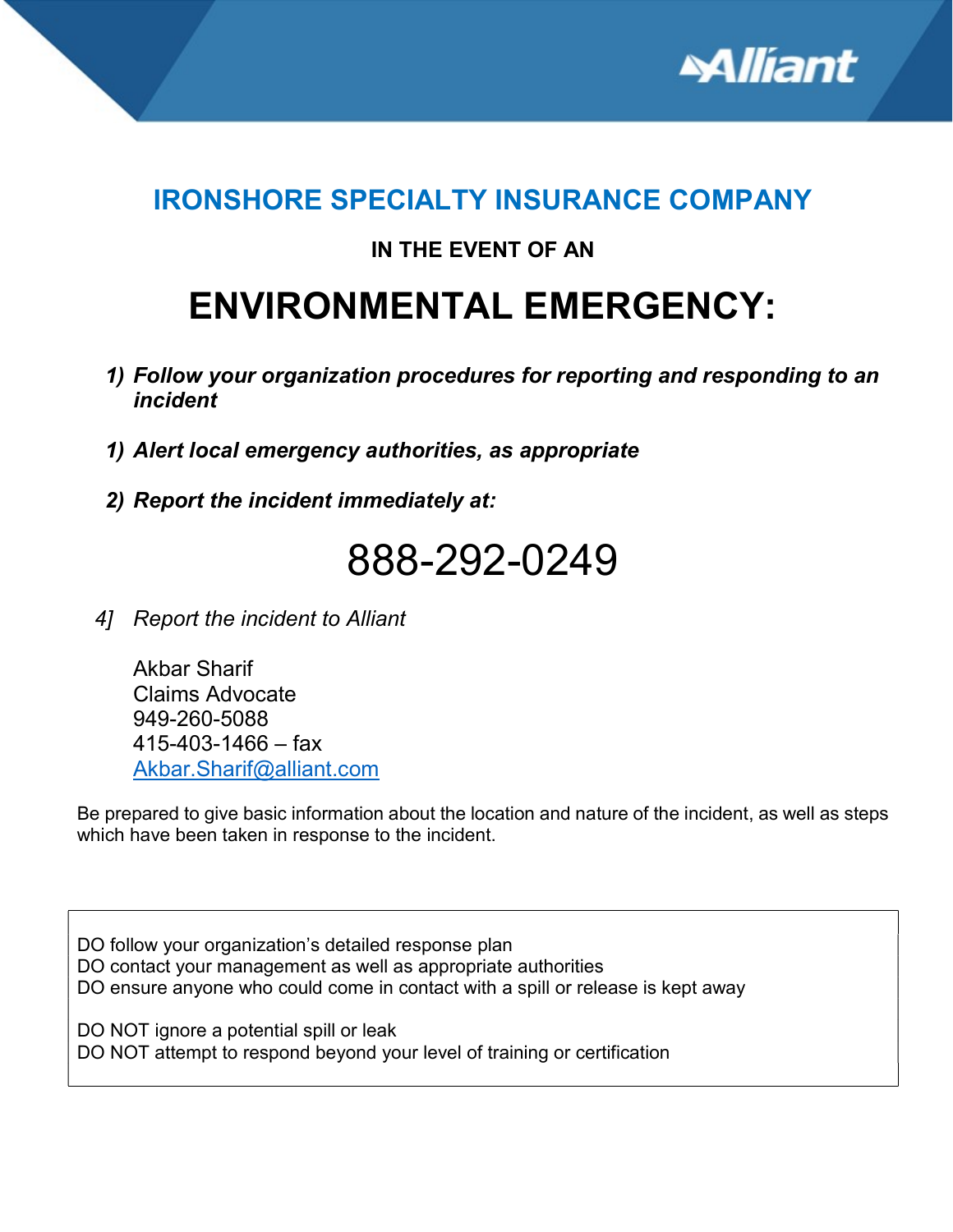# IRONSHORE SPECIALTY INSURANCE COMPANY

**IN THE EVENT OF AN**

# ENVIRONMENTAL EMERGENCY:

1) ***Follow your organization procedures for reporting and responding to an incident***

1) ***Alert local emergency authorities, as appropriate***

2) ***Report the incident immediately at:***

## 888-292-0249

4] *Report the incident to Alliant*

Akbar Sharif
Claims Advocate
949-260-5088
415-403-1466 – fax
Akbar.Sharif@alliant.com

Be prepared to give basic information about the location and nature of the incident, as well as steps which have been taken in response to the incident.

DO follow your organization's detailed response plan
DO contact your management as well as appropriate authorities
DO ensure anyone who could come in contact with a spill or release is kept away

DO NOT ignore a potential spill or leak
DO NOT attempt to respond beyond your level of training or certification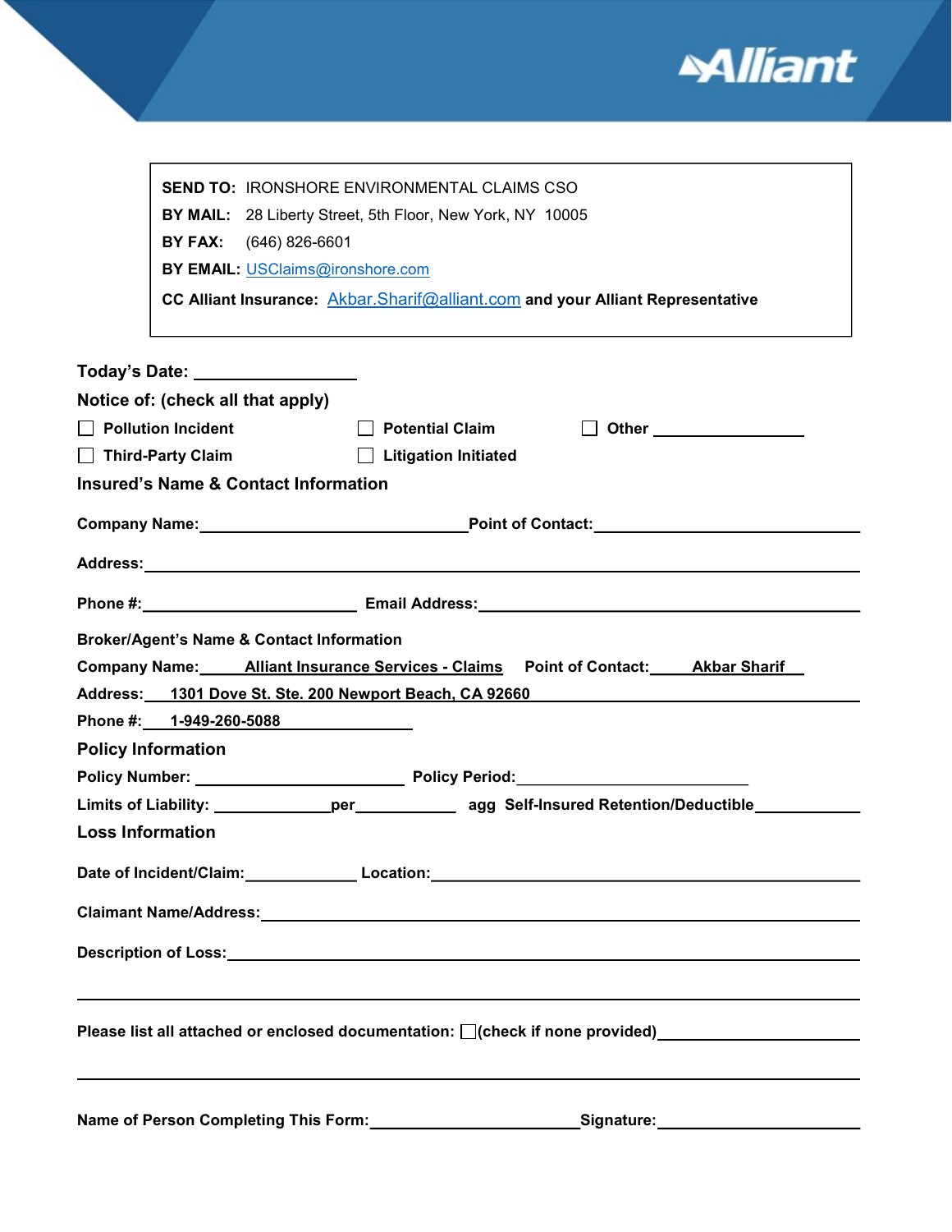Alliant

**SEND TO:** IRONSHORE ENVIRONMENTAL CLAIMS CSO
**BY MAIL:** 28 Liberty Street, 5th Floor, New York, NY 10005
**BY FAX:** (646) 826-6601
**BY EMAIL:** USClaims@ironshore.com
**CC Alliant Insurance:** Akbar.Sharif@alliant.com **and your Alliant Representative**

**Today's Date:** ____________________

**Notice of: (check all that apply)**

- ☐ **Pollution Incident**
- ☐ **Potential Claim**
- ☐ **Other** ____________________
- ☐ **Third-Party Claim**
- ☐ **Litigation Initiated**

**Insured's Name & Contact Information**

**Company Name:** ______________________________ **Point of Contact:** ______________________________

**Address:** ________________________________________________________________

**Phone #:** ________________________ **Email Address:** ______________________________

**Broker/Agent's Name & Contact Information**

**Company Name:** Alliant Insurance Services - Claims **Point of Contact:** Akbar Sharif

**Address:** 1301 Dove St. Ste. 200 Newport Beach, CA 92660

**Phone #:** 1-949-260-5088

**Policy Information**

**Policy Number:** ________________________ **Policy Period:** ________________________

**Limits of Liability:** ______________ **per** ____________ **agg Self-Insured Retention/Deductible** ____________

**Loss Information**

**Date of Incident/Claim:** ____________ **Location:** ________________________________________

**Claimant Name/Address:** ________________________________________________________________

**Description of Loss:** ________________________________________________________________

________________________________________________________________________________

**Please list all attached or enclosed documentation:** ☐ **(check if none provided)** ____________________

________________________________________________________________________________

**Name of Person Completing This Form:** ________________________ **Signature:** ________________________